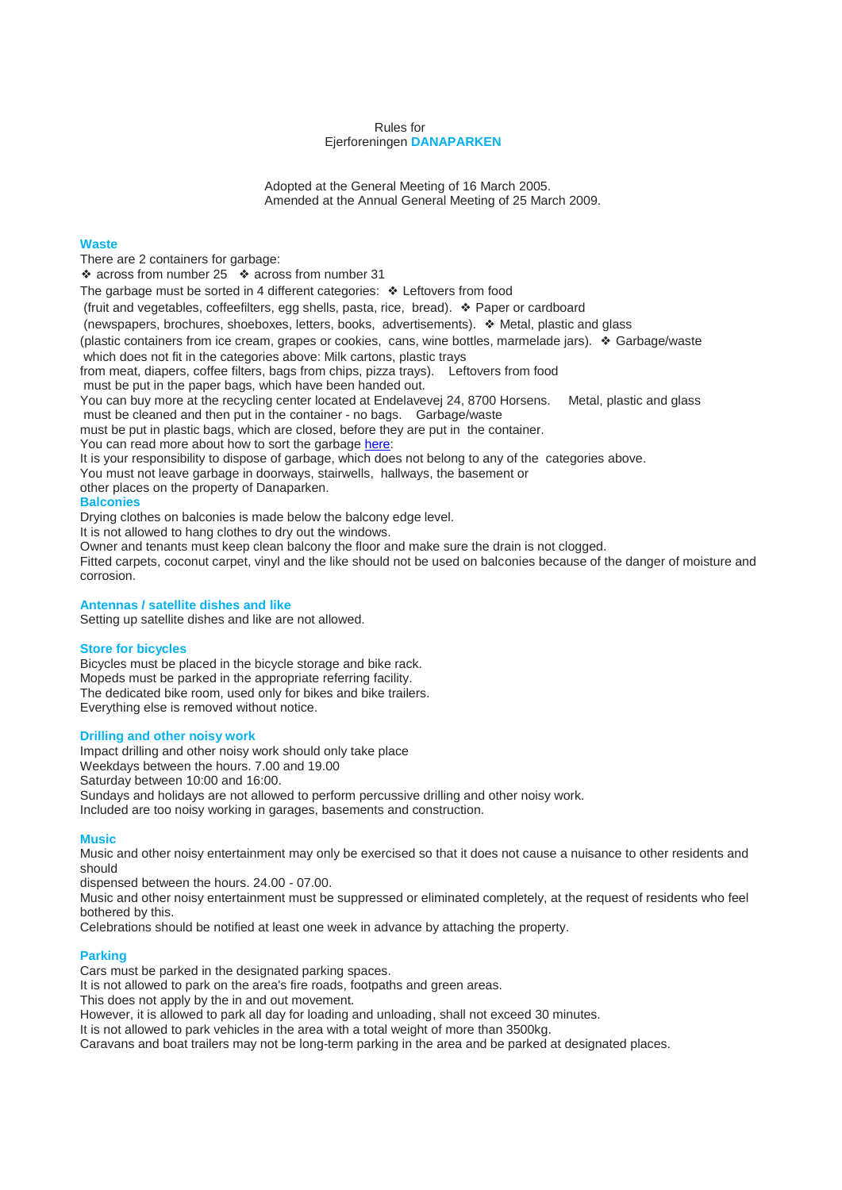Rules for
Ejerforeningen **DANAPARKEN**

Adopted at the General Meeting of 16 March 2005.
Amended at the Annual General Meeting of 25 March 2009.

## Waste

There are 2 containers for garbage:
❖ across from number 25 ❖ across from number 31
The garbage must be sorted in 4 different categories: ❖ Leftovers from food
(fruit and vegetables, coffeefilters, egg shells, pasta, rice, bread). ❖ Paper or cardboard
(newspapers, brochures, shoeboxes, letters, books, advertisements). ❖ Metal, plastic and glass
(plastic containers from ice cream, grapes or cookies, cans, wine bottles, marmelade jars). ❖ Garbage/waste
which does not fit in the categories above: Milk cartons, plastic trays
from meat, diapers, coffee filters, bags from chips, pizza trays). Leftovers from food
must be put in the paper bags, which have been handed out.
You can buy more at the recycling center located at Endelavevej 24, 8700 Horsens. Metal, plastic and glass
must be cleaned and then put in the container - no bags. Garbage/waste
must be put in plastic bags, which are closed, before they are put in the container.
You can read more about how to sort the garbage [here](#):
It is your responsibility to dispose of garbage, which does not belong to any of the categories above.
You must not leave garbage in doorways, stairwells, hallways, the basement or
other places on the property of Danaparken.

## Balconies

Drying clothes on balconies is made below the balcony edge level.
It is not allowed to hang clothes to dry out the windows.
Owner and tenants must keep clean balcony the floor and make sure the drain is not clogged.
Fitted carpets, coconut carpet, vinyl and the like should not be used on balconies because of the danger of moisture and corrosion.

## Antennas / satellite dishes and like

Setting up satellite dishes and like are not allowed.

## Store for bicycles

Bicycles must be placed in the bicycle storage and bike rack.
Mopeds must be parked in the appropriate referring facility.
The dedicated bike room, used only for bikes and bike trailers.
Everything else is removed without notice.

## Drilling and other noisy work

Impact drilling and other noisy work should only take place
Weekdays between the hours. 7.00 and 19.00
Saturday between 10:00 and 16:00.
Sundays and holidays are not allowed to perform percussive drilling and other noisy work.
Included are too noisy working in garages, basements and construction.

## Music

Music and other noisy entertainment may only be exercised so that it does not cause a nuisance to other residents and should
dispensed between the hours. 24.00 - 07.00.
Music and other noisy entertainment must be suppressed or eliminated completely, at the request of residents who feel bothered by this.
Celebrations should be notified at least one week in advance by attaching the property.

## Parking

Cars must be parked in the designated parking spaces.
It is not allowed to park on the area's fire roads, footpaths and green areas.
This does not apply by the in and out movement.
However, it is allowed to park all day for loading and unloading, shall not exceed 30 minutes.
It is not allowed to park vehicles in the area with a total weight of more than 3500kg.
Caravans and boat trailers may not be long-term parking in the area and be parked at designated places.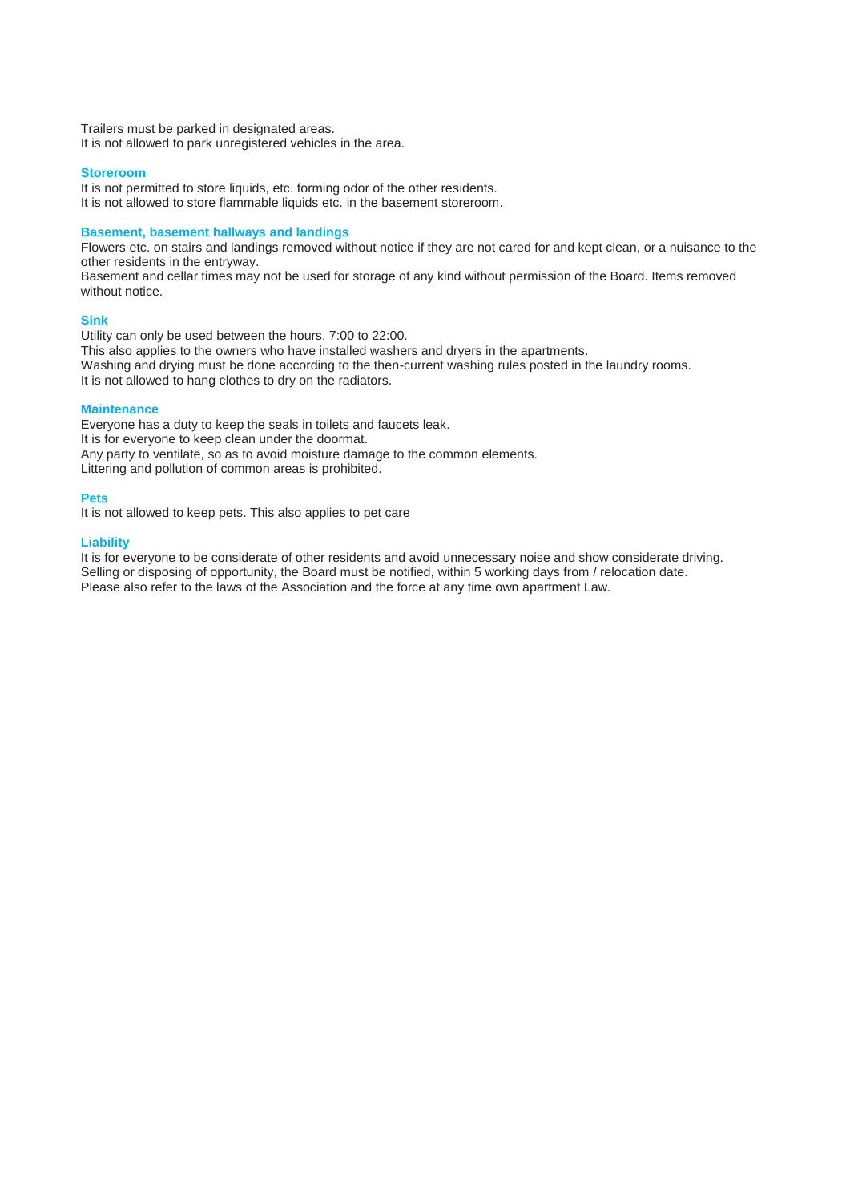Trailers must be parked in designated areas.
It is not allowed to park unregistered vehicles in the area.

## Storeroom

It is not permitted to store liquids, etc. forming odor of the other residents.
It is not allowed to store flammable liquids etc. in the basement storeroom.

## Basement, basement hallways and landings

Flowers etc. on stairs and landings removed without notice if they are not cared for and kept clean, or a nuisance to the other residents in the entryway.
Basement and cellar times may not be used for storage of any kind without permission of the Board. Items removed without notice.

## Sink

Utility can only be used between the hours. 7:00 to 22:00.
This also applies to the owners who have installed washers and dryers in the apartments.
Washing and drying must be done according to the then-current washing rules posted in the laundry rooms.
It is not allowed to hang clothes to dry on the radiators.

## Maintenance

Everyone has a duty to keep the seals in toilets and faucets leak.
It is for everyone to keep clean under the doormat.
Any party to ventilate, so as to avoid moisture damage to the common elements.
Littering and pollution of common areas is prohibited.

## Pets

It is not allowed to keep pets. This also applies to pet care

## Liability

It is for everyone to be considerate of other residents and avoid unnecessary noise and show considerate driving.
Selling or disposing of opportunity, the Board must be notified, within 5 working days from / relocation date.
Please also refer to the laws of the Association and the force at any time own apartment Law.